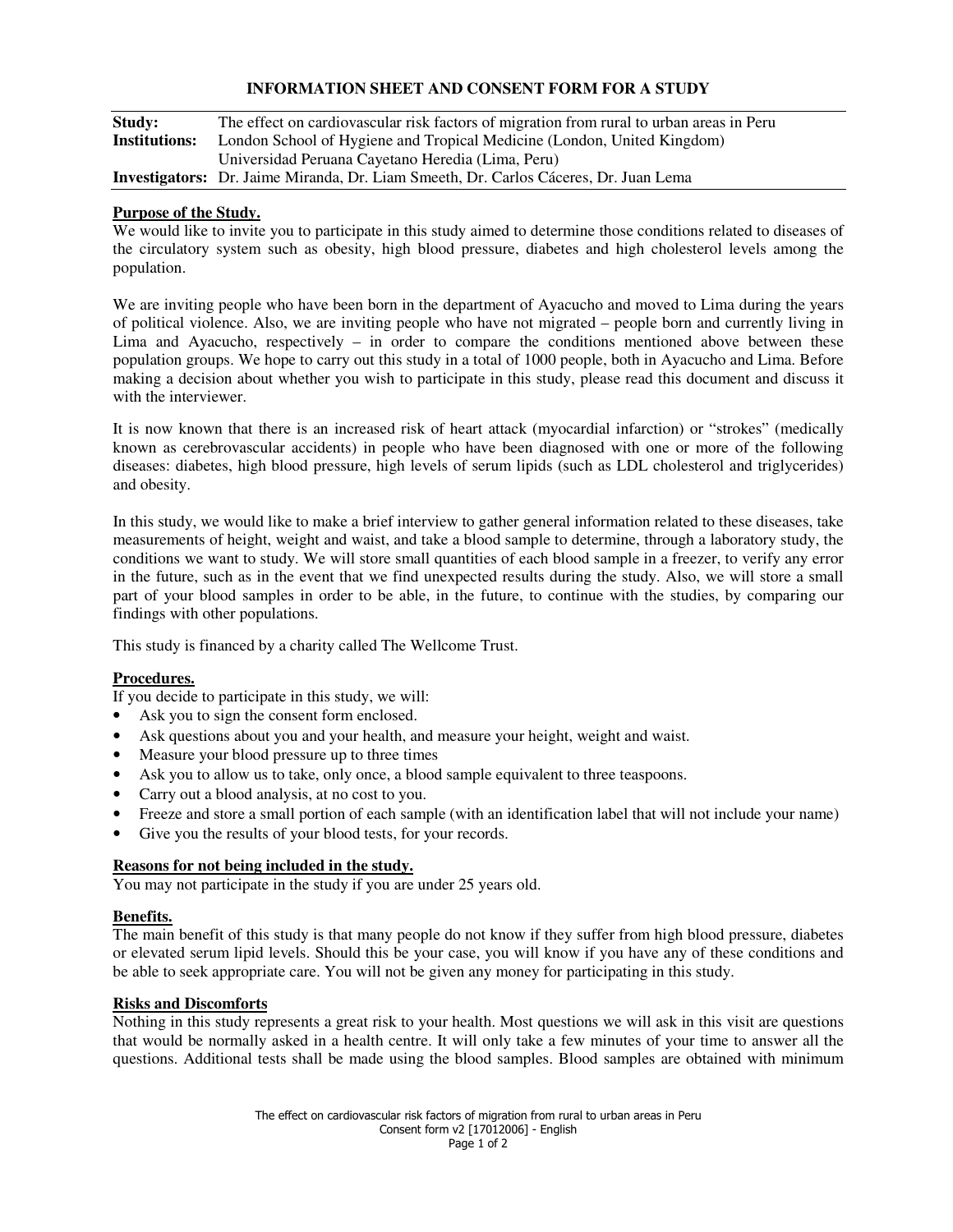# INFORMATION SHEET AND CONSENT FORM FOR A STUDY

| | |
|---|---|
| **Study:** | The effect on cardiovascular risk factors of migration from rural to urban areas in Peru |
| **Institutions:** | London School of Hygiene and Tropical Medicine (London, United Kingdom) |
| | Universidad Peruana Cayetano Heredia (Lima, Peru) |
| **Investigators:** | Dr. Jaime Miranda, Dr. Liam Smeeth, Dr. Carlos Cáceres, Dr. Juan Lema |

## Purpose of the Study.

We would like to invite you to participate in this study aimed to determine those conditions related to diseases of the circulatory system such as obesity, high blood pressure, diabetes and high cholesterol levels among the population.

We are inviting people who have been born in the department of Ayacucho and moved to Lima during the years of political violence. Also, we are inviting people who have not migrated – people born and currently living in Lima and Ayacucho, respectively – in order to compare the conditions mentioned above between these population groups. We hope to carry out this study in a total of 1000 people, both in Ayacucho and Lima. Before making a decision about whether you wish to participate in this study, please read this document and discuss it with the interviewer.

It is now known that there is an increased risk of heart attack (myocardial infarction) or "strokes" (medically known as cerebrovascular accidents) in people who have been diagnosed with one or more of the following diseases: diabetes, high blood pressure, high levels of serum lipids (such as LDL cholesterol and triglycerides) and obesity.

In this study, we would like to make a brief interview to gather general information related to these diseases, take measurements of height, weight and waist, and take a blood sample to determine, through a laboratory study, the conditions we want to study. We will store small quantities of each blood sample in a freezer, to verify any error in the future, such as in the event that we find unexpected results during the study. Also, we will store a small part of your blood samples in order to be able, in the future, to continue with the studies, by comparing our findings with other populations.

This study is financed by a charity called The Wellcome Trust.

## Procedures.

If you decide to participate in this study, we will:

- Ask you to sign the consent form enclosed.
- Ask questions about you and your health, and measure your height, weight and waist.
- Measure your blood pressure up to three times
- Ask you to allow us to take, only once, a blood sample equivalent to three teaspoons.
- Carry out a blood analysis, at no cost to you.
- Freeze and store a small portion of each sample (with an identification label that will not include your name)
- Give you the results of your blood tests, for your records.

## Reasons for not being included in the study.

You may not participate in the study if you are under 25 years old.

## Benefits.

The main benefit of this study is that many people do not know if they suffer from high blood pressure, diabetes or elevated serum lipid levels. Should this be your case, you will know if you have any of these conditions and be able to seek appropriate care. You will not be given any money for participating in this study.

## Risks and Discomforts

Nothing in this study represents a great risk to your health. Most questions we will ask in this visit are questions that would be normally asked in a health centre. It will only take a few minutes of your time to answer all the questions. Additional tests shall be made using the blood samples. Blood samples are obtained with minimum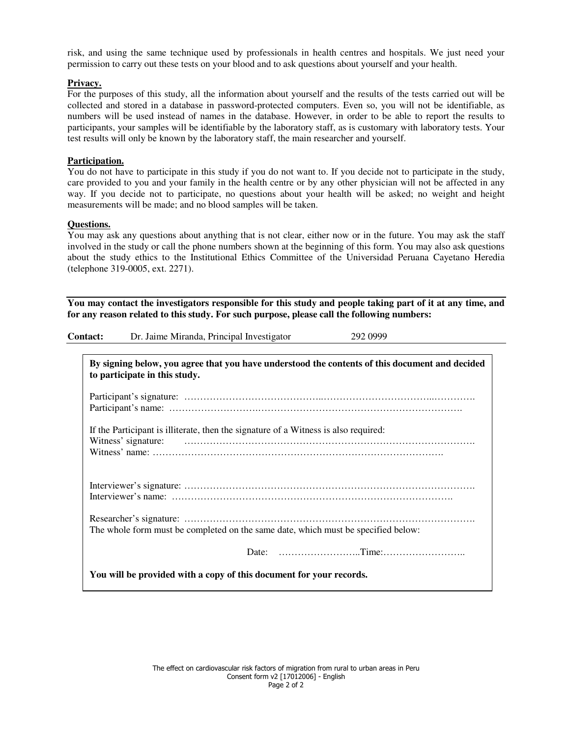risk, and using the same technique used by professionals in health centres and hospitals. We just need your permission to carry out these tests on your blood and to ask questions about yourself and your health.

**Privacy.**

For the purposes of this study, all the information about yourself and the results of the tests carried out will be collected and stored in a database in password-protected computers. Even so, you will not be identifiable, as numbers will be used instead of names in the database. However, in order to be able to report the results to participants, your samples will be identifiable by the laboratory staff, as is customary with laboratory tests. Your test results will only be known by the laboratory staff, the main researcher and yourself.

**Participation.**

You do not have to participate in this study if you do not want to. If you decide not to participate in the study, care provided to you and your family in the health centre or by any other physician will not be affected in any way. If you decide not to participate, no questions about your health will be asked; no weight and height measurements will be made; and no blood samples will be taken.

**Questions.**

You may ask any questions about anything that is not clear, either now or in the future. You may ask the staff involved in the study or call the phone numbers shown at the beginning of this form. You may also ask questions about the study ethics to the Institutional Ethics Committee of the Universidad Peruana Cayetano Heredia (telephone 319-0005, ext. 2271).

**You may contact the investigators responsible for this study and people taking part of it at any time, and for any reason related to this study. For such purpose, please call the following numbers:**

**Contact:** Dr. Jaime Miranda, Principal Investigator 292 0999

**By signing below, you agree that you have understood the contents of this document and decided to participate in this study.**

Participant's signature: ……………………………………..…………………………..………….

Participant's name: ……………………….…………………………………………………….

If the Participant is illiterate, then the signature of a Witness is also required:

Witness' signature: …………………………………………………………………………….

Witness' name: ……………………………………………………………………………….

Interviewer's signature: ……………………………………………………………………………….

Interviewer's name: ……………………………………………………………………….

Researcher's signature: ……………………………………….…………………………………….

The whole form must be completed on the same date, which must be specified below:

Date: ……………………..Time:……………………..

**You will be provided with a copy of this document for your records.**

The effect on cardiovascular risk factors of migration from rural to urban areas in Peru
Consent form v2 [17012006] - English